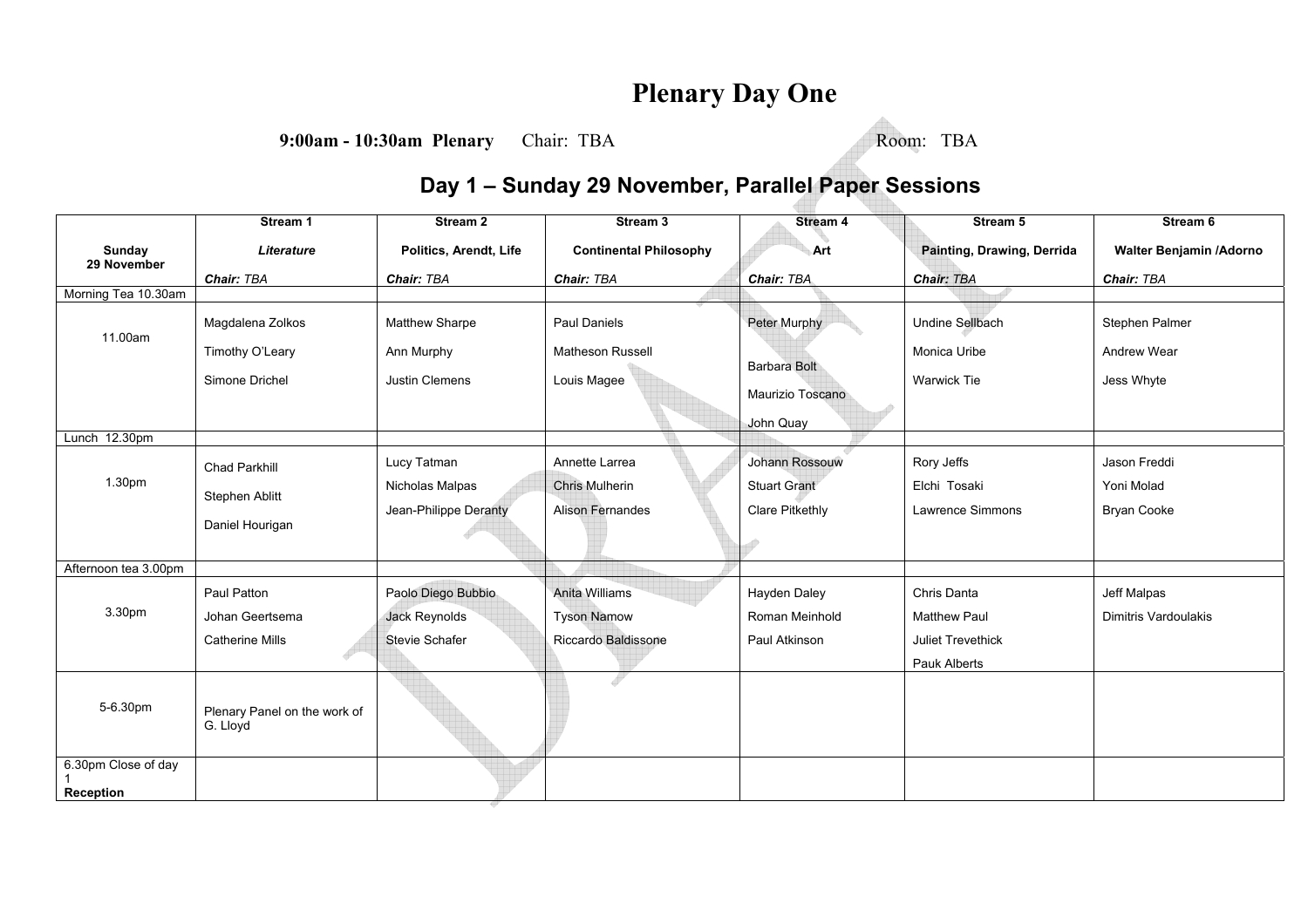# Plenary Day One

**9:00am - 10:30am Plenary** Chair: TBA Room: TBA

## Day 1 – Sunday 29 November, Parallel Paper Sessions

| | Stream 1 | Stream 2 | Stream 3 | Stream 4 | Stream 5 | Stream 6 |
|---|---|---|---|---|---|---|
| **Sunday 29 November** | ***Literature*** | **Politics, Arendt, Life** | **Continental Philosophy** | **Art** | **Painting, Drawing, Derrida** | **Walter Benjamin /Adorno** |
| | ***Chair:*** *TBA* | ***Chair:*** *TBA* | ***Chair:*** *TBA* | ***Chair:*** *TBA* | ***Chair:*** *TBA* | ***Chair:*** *TBA* |
| Morning Tea 10.30am | | | | | | |
| 11.00am | Magdalena Zolkos<br>Timothy O'Leary<br>Simone Drichel | Matthew Sharpe<br>Ann Murphy<br>Justin Clemens | Paul Daniels<br>Matheson Russell<br>Louis Magee | Peter Murphy<br>Barbara Bolt<br>Maurizio Toscano<br>John Quay | Undine Sellbach<br>Monica Uribe<br>Warwick Tie | Stephen Palmer<br>Andrew Wear<br>Jess Whyte |
| Lunch 12.30pm | | | | | | |
| 1.30pm | Chad Parkhill<br>Stephen Ablitt<br>Daniel Hourigan | Lucy Tatman<br>Nicholas Malpas<br>Jean-Philippe Deranty | Annette Larrea<br>Chris Mulherin<br>Alison Fernandes | Johann Rossouw<br>Stuart Grant<br>Clare Pitkethly | Rory Jeffs<br>Elchi Tosaki<br>Lawrence Simmons | Jason Freddi<br>Yoni Molad<br>Bryan Cooke |
| Afternoon tea 3.00pm | | | | | | |
| 3.30pm | Paul Patton<br>Johan Geertsema<br>Catherine Mills | Paolo Diego Bubbio<br>Jack Reynolds<br>Stevie Schafer | Anita Williams<br>Tyson Namow<br>Riccardo Baldissone | Hayden Daley<br>Roman Meinhold<br>Paul Atkinson | Chris Danta<br>Matthew Paul<br>Juliet Trevethick<br>Pauk Alberts | Jeff Malpas<br>Dimitris Vardoulakis |
| 5-6.30pm | Plenary Panel on the work of G. Lloyd | | | | | |
| 6.30pm Close of day 1<br>**Reception** | | | | | | |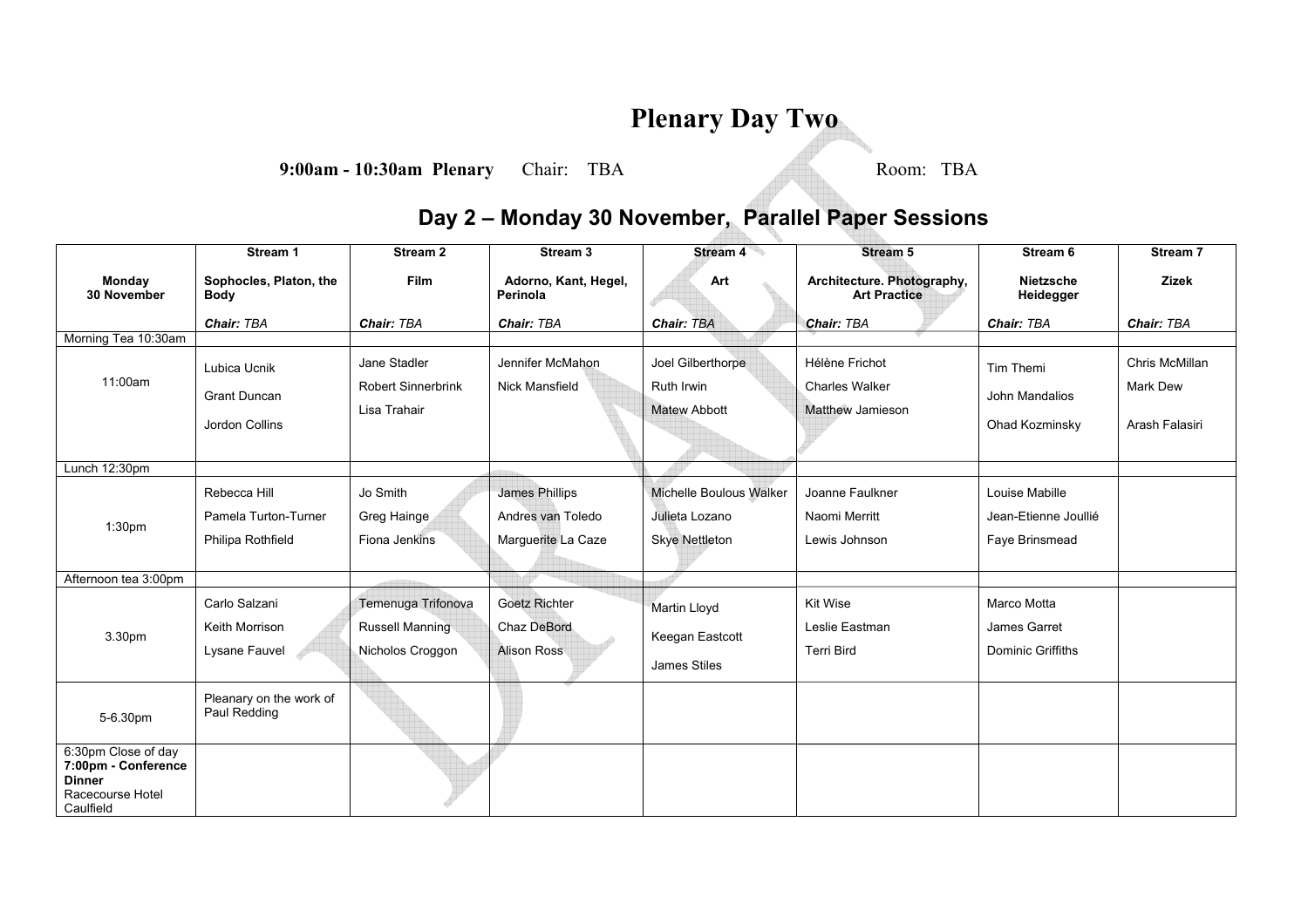# Plenary Day Two

**9:00am - 10:30am Plenary** Chair: TBA Room: TBA

## Day 2 – Monday 30 November, Parallel Paper Sessions

| | Stream 1 | Stream 2 | Stream 3 | Stream 4 | Stream 5 | Stream 6 | Stream 7 |
|---|---|---|---|---|---|---|---|
| **Monday 30 November** | **Sophocles, Platon, the Body** | **Film** | **Adorno, Kant, Hegel, Perinola** | **Art** | **Architecture. Photography, Art Practice** | **Nietzsche Heidegger** | **Zizek** |
| | ***Chair:*** *TBA* | ***Chair:*** *TBA* | ***Chair:*** *TBA* | ***Chair:*** *TBA* | ***Chair:*** *TBA* | ***Chair:*** *TBA* | ***Chair:*** *TBA* |
| Morning Tea 10:30am | | | | | | | |
| 11:00am | Lubica Ucnik<br>Grant Duncan<br>Jordon Collins | Jane Stadler<br>Robert Sinnerbrink<br>Lisa Trahair | Jennifer McMahon<br>Nick Mansfield | Joel Gilberthorpe<br>Ruth Irwin<br>Matew Abbott | Hélène Frichot<br>Charles Walker<br>Matthew Jamieson | Tim Themi<br>John Mandalios<br>Ohad Kozminsky | Chris McMillan<br>Mark Dew<br>Arash Falasiri |
| Lunch 12:30pm | | | | | | | |
| 1:30pm | Rebecca Hill<br>Pamela Turton-Turner<br>Philipa Rothfield | Jo Smith<br>Greg Hainge<br>Fiona Jenkins | James Phillips<br>Andres van Toledo<br>Marguerite La Caze | Michelle Boulous Walker<br>Julieta Lozano<br>Skye Nettleton | Joanne Faulkner<br>Naomi Merritt<br>Lewis Johnson | Louise Mabille<br>Jean-Etienne Joullié<br>Faye Brinsmead | |
| Afternoon tea 3:00pm | | | | | | | |
| 3.30pm | Carlo Salzani<br>Keith Morrison<br>Lysane Fauvel | Temenuga Trifonova<br>Russell Manning<br>Nicholos Croggon | Goetz Richter<br>Chaz DeBord<br>Alison Ross | Martin Lloyd<br>Keegan Eastcott<br>James Stiles | Kit Wise<br>Leslie Eastman<br>Terri Bird | Marco Motta<br>James Garret<br>Dominic Griffiths | |
| 5-6.30pm | Pleanary on the work of Paul Redding | | | | | | |
| 6:30pm Close of day<br>**7:00pm - Conference Dinner**<br>Racecourse Hotel Caulfield | | | | | | | |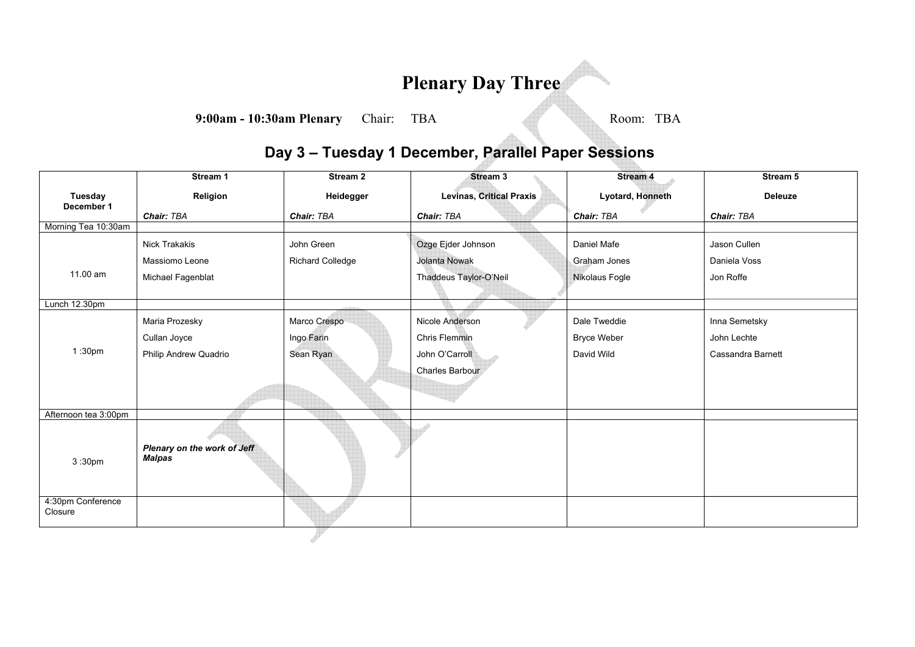# Plenary Day Three

**9:00am - 10:30am Plenary** Chair: TBA Room: TBA

## Day 3 – Tuesday 1 December, Parallel Paper Sessions

| **Tuesday December 1** | **Stream 1**<br>**Religion**<br>***Chair:*** *TBA* | **Stream 2**<br>**Heidegger**<br>***Chair:*** *TBA* | **Stream 3**<br>**Levinas, Critical Praxis**<br>***Chair:*** *TBA* | **Stream 4**<br>**Lyotard, Honneth**<br>***Chair:*** *TBA* | **Stream 5**<br>**Deleuze**<br>***Chair:*** *TBA* |
|---|---|---|---|---|---|
| Morning Tea 10:30am | | | | | |
| 11.00 am | Nick Trakakis<br>Massiomo Leone<br>Michael Fagenblat | John Green<br>Richard Colledge | Ozge Ejder Johnson<br>Jolanta Nowak<br>Thaddeus Taylor-O'Neil | Daniel Mafe<br>Graham Jones<br>Nikolaus Fogle | Jason Cullen<br>Daniela Voss<br>Jon Roffe |
| Lunch 12.30pm | | | | | |
| 1 :30pm | Maria Prozesky<br>Cullan Joyce<br>Philip Andrew Quadrio | Marco Crespo<br>Ingo Farin<br>Sean Ryan | Nicole Anderson<br>Chris Flemmin<br>John O'Carroll<br>Charles Barbour | Dale Tweddie<br>Bryce Weber<br>David Wild | Inna Semetsky<br>John Lechte<br>Cassandra Barnett |
| Afternoon tea 3:00pm | | | | | |
| 3 :30pm | ***Plenary on the work of Jeff Malpas*** | | | | |
| 4:30pm Conference Closure | | | | | |